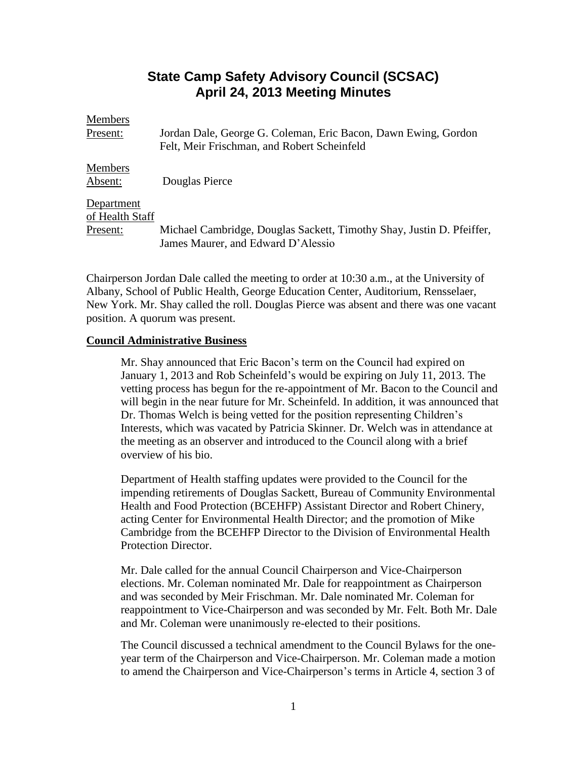# State Camp Safety Advisory Council (SCSAC)
# April 24, 2013 Meeting Minutes

Members Present: Jordan Dale, George G. Coleman, Eric Bacon, Dawn Ewing, Gordon Felt, Meir Frischman, and Robert Scheinfeld

Members Absent: Douglas Pierce

Department of Health Staff Present: Michael Cambridge, Douglas Sackett, Timothy Shay, Justin D. Pfeiffer, James Maurer, and Edward D'Alessio

Chairperson Jordan Dale called the meeting to order at 10:30 a.m., at the University of Albany, School of Public Health, George Education Center, Auditorium, Rensselaer, New York. Mr. Shay called the roll. Douglas Pierce was absent and there was one vacant position. A quorum was present.

**Council Administrative Business**

Mr. Shay announced that Eric Bacon's term on the Council had expired on January 1, 2013 and Rob Scheinfeld's would be expiring on July 11, 2013. The vetting process has begun for the re-appointment of Mr. Bacon to the Council and will begin in the near future for Mr. Scheinfeld. In addition, it was announced that Dr. Thomas Welch is being vetted for the position representing Children's Interests, which was vacated by Patricia Skinner. Dr. Welch was in attendance at the meeting as an observer and introduced to the Council along with a brief overview of his bio.

Department of Health staffing updates were provided to the Council for the impending retirements of Douglas Sackett, Bureau of Community Environmental Health and Food Protection (BCEHFP) Assistant Director and Robert Chinery, acting Center for Environmental Health Director; and the promotion of Mike Cambridge from the BCEHFP Director to the Division of Environmental Health Protection Director.

Mr. Dale called for the annual Council Chairperson and Vice-Chairperson elections. Mr. Coleman nominated Mr. Dale for reappointment as Chairperson and was seconded by Meir Frischman. Mr. Dale nominated Mr. Coleman for reappointment to Vice-Chairperson and was seconded by Mr. Felt. Both Mr. Dale and Mr. Coleman were unanimously re-elected to their positions.

The Council discussed a technical amendment to the Council Bylaws for the one-year term of the Chairperson and Vice-Chairperson. Mr. Coleman made a motion to amend the Chairperson and Vice-Chairperson's terms in Article 4, section 3 of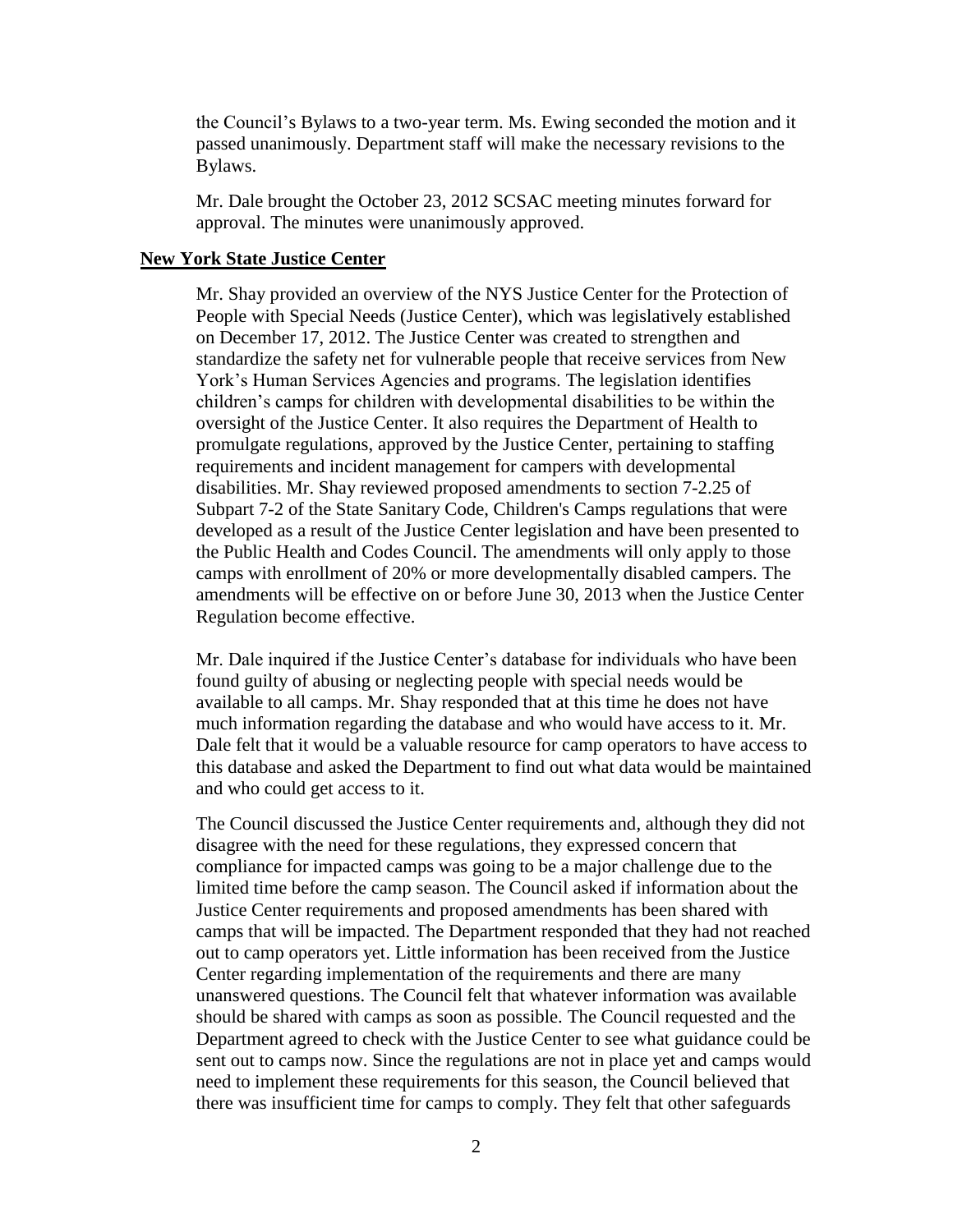the Council's Bylaws to a two-year term. Ms. Ewing seconded the motion and it passed unanimously. Department staff will make the necessary revisions to the Bylaws.

Mr. Dale brought the October 23, 2012 SCSAC meeting minutes forward for approval. The minutes were unanimously approved.

**New York State Justice Center**

Mr. Shay provided an overview of the NYS Justice Center for the Protection of People with Special Needs (Justice Center), which was legislatively established on December 17, 2012. The Justice Center was created to strengthen and standardize the safety net for vulnerable people that receive services from New York's Human Services Agencies and programs. The legislation identifies children's camps for children with developmental disabilities to be within the oversight of the Justice Center. It also requires the Department of Health to promulgate regulations, approved by the Justice Center, pertaining to staffing requirements and incident management for campers with developmental disabilities. Mr. Shay reviewed proposed amendments to section 7-2.25 of Subpart 7-2 of the State Sanitary Code, Children's Camps regulations that were developed as a result of the Justice Center legislation and have been presented to the Public Health and Codes Council. The amendments will only apply to those camps with enrollment of 20% or more developmentally disabled campers. The amendments will be effective on or before June 30, 2013 when the Justice Center Regulation become effective.

Mr. Dale inquired if the Justice Center's database for individuals who have been found guilty of abusing or neglecting people with special needs would be available to all camps. Mr. Shay responded that at this time he does not have much information regarding the database and who would have access to it. Mr. Dale felt that it would be a valuable resource for camp operators to have access to this database and asked the Department to find out what data would be maintained and who could get access to it.

The Council discussed the Justice Center requirements and, although they did not disagree with the need for these regulations, they expressed concern that compliance for impacted camps was going to be a major challenge due to the limited time before the camp season. The Council asked if information about the Justice Center requirements and proposed amendments has been shared with camps that will be impacted. The Department responded that they had not reached out to camp operators yet. Little information has been received from the Justice Center regarding implementation of the requirements and there are many unanswered questions. The Council felt that whatever information was available should be shared with camps as soon as possible. The Council requested and the Department agreed to check with the Justice Center to see what guidance could be sent out to camps now. Since the regulations are not in place yet and camps would need to implement these requirements for this season, the Council believed that there was insufficient time for camps to comply. They felt that other safeguards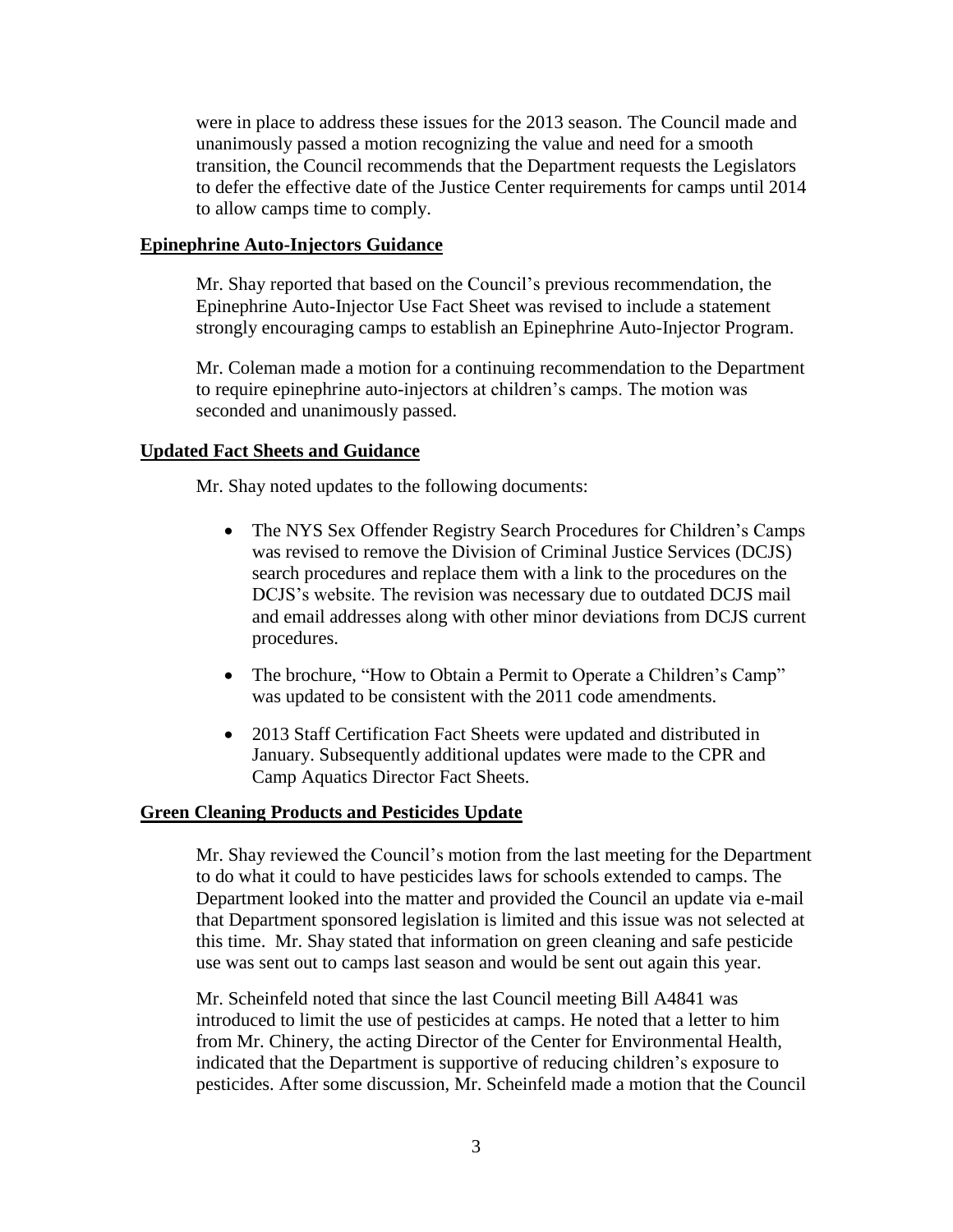were in place to address these issues for the 2013 season. The Council made and unanimously passed a motion recognizing the value and need for a smooth transition, the Council recommends that the Department requests the Legislators to defer the effective date of the Justice Center requirements for camps until 2014 to allow camps time to comply.

**Epinephrine Auto-Injectors Guidance**

Mr. Shay reported that based on the Council's previous recommendation, the Epinephrine Auto-Injector Use Fact Sheet was revised to include a statement strongly encouraging camps to establish an Epinephrine Auto-Injector Program.

Mr. Coleman made a motion for a continuing recommendation to the Department to require epinephrine auto-injectors at children's camps. The motion was seconded and unanimously passed.

**Updated Fact Sheets and Guidance**

Mr. Shay noted updates to the following documents:

- The NYS Sex Offender Registry Search Procedures for Children's Camps was revised to remove the Division of Criminal Justice Services (DCJS) search procedures and replace them with a link to the procedures on the DCJS's website. The revision was necessary due to outdated DCJS mail and email addresses along with other minor deviations from DCJS current procedures.

- The brochure, "How to Obtain a Permit to Operate a Children's Camp" was updated to be consistent with the 2011 code amendments.

- 2013 Staff Certification Fact Sheets were updated and distributed in January. Subsequently additional updates were made to the CPR and Camp Aquatics Director Fact Sheets.

**Green Cleaning Products and Pesticides Update**

Mr. Shay reviewed the Council's motion from the last meeting for the Department to do what it could to have pesticides laws for schools extended to camps. The Department looked into the matter and provided the Council an update via e-mail that Department sponsored legislation is limited and this issue was not selected at this time. Mr. Shay stated that information on green cleaning and safe pesticide use was sent out to camps last season and would be sent out again this year.

Mr. Scheinfeld noted that since the last Council meeting Bill A4841 was introduced to limit the use of pesticides at camps. He noted that a letter to him from Mr. Chinery, the acting Director of the Center for Environmental Health, indicated that the Department is supportive of reducing children's exposure to pesticides. After some discussion, Mr. Scheinfeld made a motion that the Council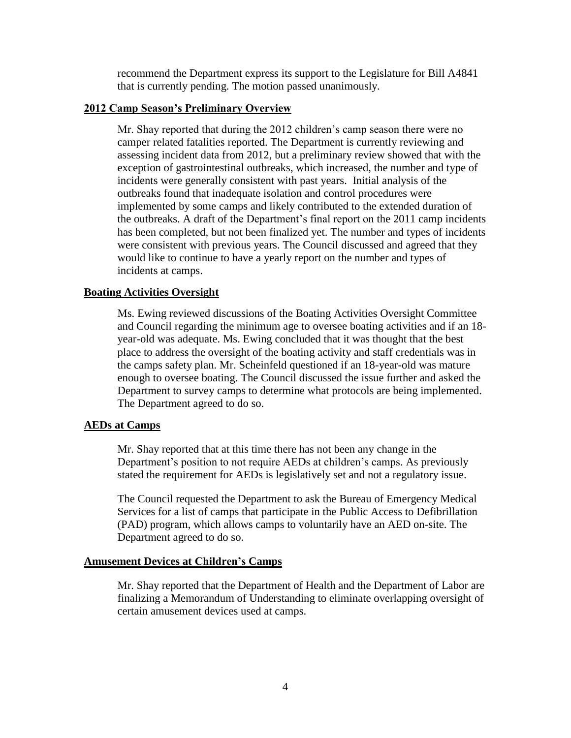recommend the Department express its support to the Legislature for Bill A4841 that is currently pending. The motion passed unanimously.

**2012 Camp Season's Preliminary Overview**

Mr. Shay reported that during the 2012 children's camp season there were no camper related fatalities reported. The Department is currently reviewing and assessing incident data from 2012, but a preliminary review showed that with the exception of gastrointestinal outbreaks, which increased, the number and type of incidents were generally consistent with past years. Initial analysis of the outbreaks found that inadequate isolation and control procedures were implemented by some camps and likely contributed to the extended duration of the outbreaks. A draft of the Department's final report on the 2011 camp incidents has been completed, but not been finalized yet. The number and types of incidents were consistent with previous years. The Council discussed and agreed that they would like to continue to have a yearly report on the number and types of incidents at camps.

**Boating Activities Oversight**

Ms. Ewing reviewed discussions of the Boating Activities Oversight Committee and Council regarding the minimum age to oversee boating activities and if an 18-year-old was adequate. Ms. Ewing concluded that it was thought that the best place to address the oversight of the boating activity and staff credentials was in the camps safety plan. Mr. Scheinfeld questioned if an 18-year-old was mature enough to oversee boating. The Council discussed the issue further and asked the Department to survey camps to determine what protocols are being implemented. The Department agreed to do so.

**AEDs at Camps**

Mr. Shay reported that at this time there has not been any change in the Department's position to not require AEDs at children's camps. As previously stated the requirement for AEDs is legislatively set and not a regulatory issue.

The Council requested the Department to ask the Bureau of Emergency Medical Services for a list of camps that participate in the Public Access to Defibrillation (PAD) program, which allows camps to voluntarily have an AED on-site. The Department agreed to do so.

**Amusement Devices at Children's Camps**

Mr. Shay reported that the Department of Health and the Department of Labor are finalizing a Memorandum of Understanding to eliminate overlapping oversight of certain amusement devices used at camps.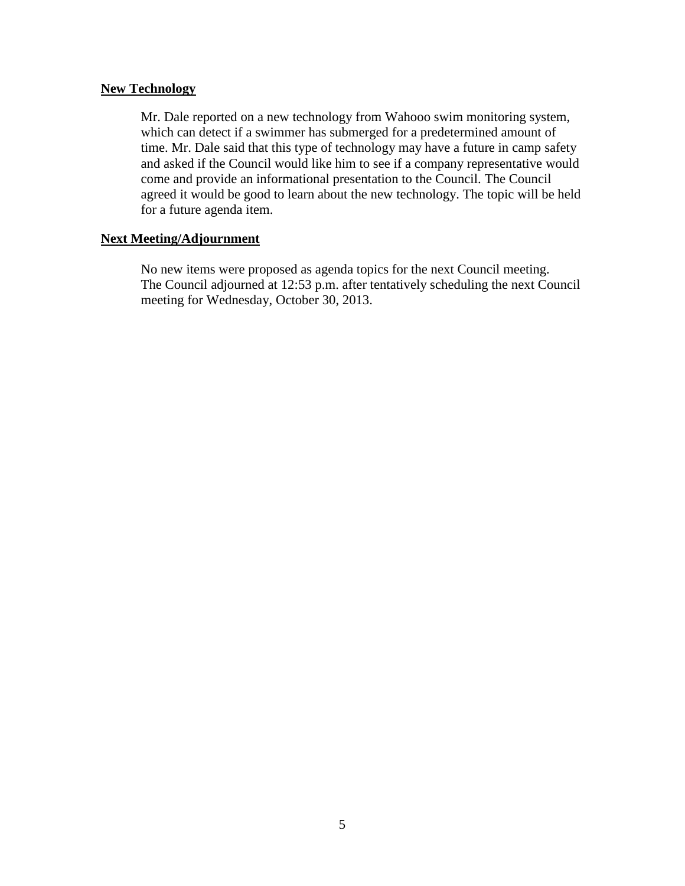**New Technology**

Mr. Dale reported on a new technology from Wahooo swim monitoring system, which can detect if a swimmer has submerged for a predetermined amount of time. Mr. Dale said that this type of technology may have a future in camp safety and asked if the Council would like him to see if a company representative would come and provide an informational presentation to the Council. The Council agreed it would be good to learn about the new technology. The topic will be held for a future agenda item.

**Next Meeting/Adjournment**

No new items were proposed as agenda topics for the next Council meeting. The Council adjourned at 12:53 p.m. after tentatively scheduling the next Council meeting for Wednesday, October 30, 2013.